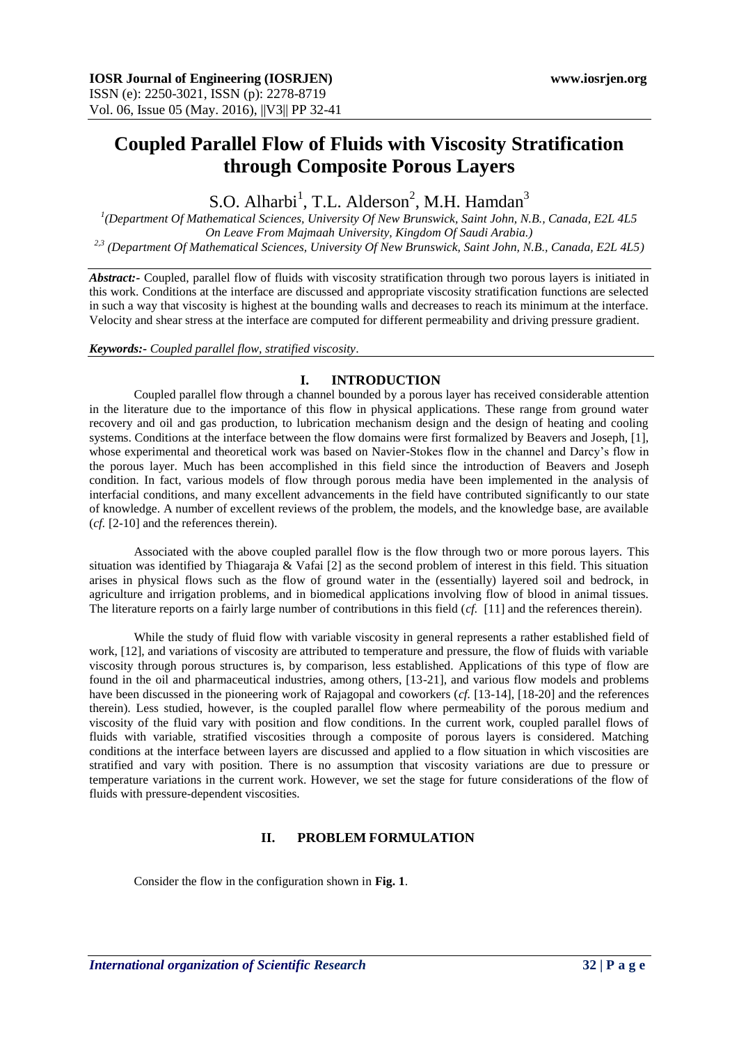# Coupled Parallel Flow of Fluids with Viscosity Stratification through Composite Porous Layers

S.O. Alharbi[1], T.L. Alderson[2], M.H. Hamdan[3]

[1](Department Of Mathematical Sciences, University Of New Brunswick, Saint John, N.B., Canada, E2L 4L5 On Leave From Majmaah University, Kingdom Of Saudi Arabia.)

[2,3] (Department Of Mathematical Sciences, University Of New Brunswick, Saint John, N.B., Canada, E2L 4L5)

***Abstract:-*** Coupled, parallel flow of fluids with viscosity stratification through two porous layers is initiated in this work. Conditions at the interface are discussed and appropriate viscosity stratification functions are selected in such a way that viscosity is highest at the bounding walls and decreases to reach its minimum at the interface. Velocity and shear stress at the interface are computed for different permeability and driving pressure gradient.

***Keywords:-*** *Coupled parallel flow, stratified viscosity*.

## I. INTRODUCTION

Coupled parallel flow through a channel bounded by a porous layer has received considerable attention in the literature due to the importance of this flow in physical applications. These range from ground water recovery and oil and gas production, to lubrication mechanism design and the design of heating and cooling systems. Conditions at the interface between the flow domains were first formalized by Beavers and Joseph, [1], whose experimental and theoretical work was based on Navier-Stokes flow in the channel and Darcy's flow in the porous layer. Much has been accomplished in this field since the introduction of Beavers and Joseph condition. In fact, various models of flow through porous media have been implemented in the analysis of interfacial conditions, and many excellent advancements in the field have contributed significantly to our state of knowledge. A number of excellent reviews of the problem, the models, and the knowledge base, are available (*cf.* [2-10] and the references therein).

Associated with the above coupled parallel flow is the flow through two or more porous layers. This situation was identified by Thiagaraja & Vafai [2] as the second problem of interest in this field. This situation arises in physical flows such as the flow of ground water in the (essentially) layered soil and bedrock, in agriculture and irrigation problems, and in biomedical applications involving flow of blood in animal tissues. The literature reports on a fairly large number of contributions in this field (*cf.* [11] and the references therein).

While the study of fluid flow with variable viscosity in general represents a rather established field of work, [12], and variations of viscosity are attributed to temperature and pressure, the flow of fluids with variable viscosity through porous structures is, by comparison, less established. Applications of this type of flow are found in the oil and pharmaceutical industries, among others, [13-21], and various flow models and problems have been discussed in the pioneering work of Rajagopal and coworkers (*cf.* [13-14], [18-20] and the references therein). Less studied, however, is the coupled parallel flow where permeability of the porous medium and viscosity of the fluid vary with position and flow conditions. In the current work, coupled parallel flows of fluids with variable, stratified viscosities through a composite of porous layers is considered. Matching conditions at the interface between layers are discussed and applied to a flow situation in which viscosities are stratified and vary with position. There is no assumption that viscosity variations are due to pressure or temperature variations in the current work. However, we set the stage for future considerations of the flow of fluids with pressure-dependent viscosities.

## II. PROBLEM FORMULATION

Consider the flow in the configuration shown in **Fig. 1**.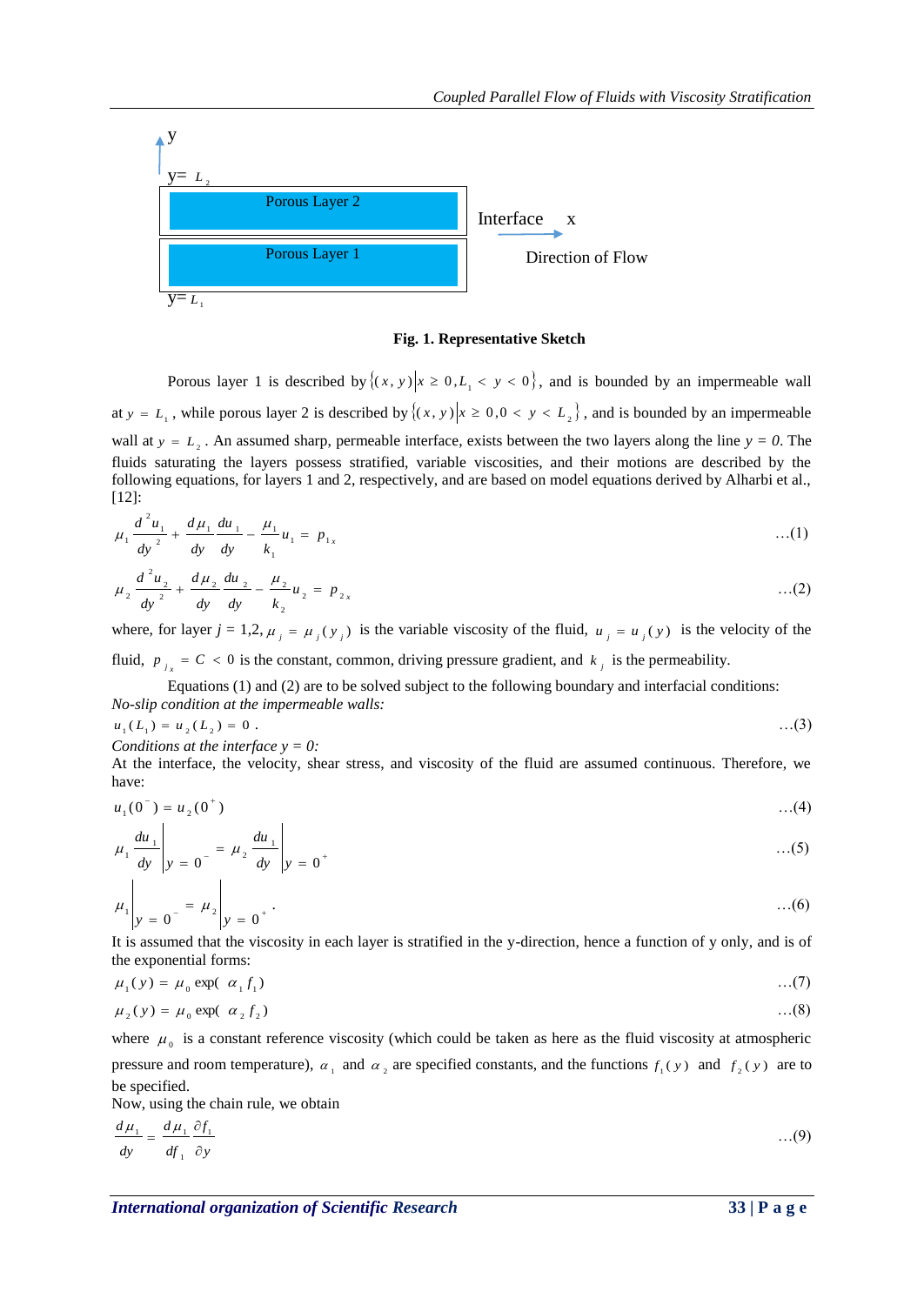y

y= $L_2$

Porous Layer 2

Interface x

Porous Layer 1

Direction of Flow

y= $L_1$

**Fig. 1. Representative Sketch**

Porous layer 1 is described by $\{(x,y)|x \geq 0, L_1 < y < 0\}$, and is bounded by an impermeable wall at $y = L_1$, while porous layer 2 is described by $\{(x,y)|x \geq 0, 0 < y < L_2\}$, and is bounded by an impermeable wall at $y = L_2$. An assumed sharp, permeable interface, exists between the two layers along the line $y = 0$. The fluids saturating the layers possess stratified, variable viscosities, and their motions are described by the following equations, for layers 1 and 2, respectively, and are based on model equations derived by Alharbi et al., [12]:

$$\mu_1 \frac{d^2 u_1}{dy^2} + \frac{d\mu_1}{dy}\frac{du_1}{dy} - \frac{\mu_1}{k_1} u_1 = p_{1x} \qquad \ldots(1)$$

$$\mu_2 \frac{d^2 u_2}{dy^2} + \frac{d\mu_2}{dy}\frac{du_2}{dy} - \frac{\mu_2}{k_2} u_2 = p_{2x} \qquad \ldots(2)$$

where, for layer $j = 1,2$, $\mu_j = \mu_j(y_j)$ is the variable viscosity of the fluid, $u_j = u_j(y)$ is the velocity of the fluid, $p_{j_x} = C < 0$ is the constant, common, driving pressure gradient, and $k_j$ is the permeability.

Equations (1) and (2) are to be solved subject to the following boundary and interfacial conditions:

*No-slip condition at the impermeable walls:*

$$u_1(L_1) = u_2(L_2) = 0\,. \qquad \ldots(3)$$

*Conditions at the interface y = 0:*

At the interface, the velocity, shear stress, and viscosity of the fluid are assumed continuous. Therefore, we have:

$$u_1(0^-) = u_2(0^+) \qquad \ldots(4)$$

$$\mu_1 \frac{du_1}{dy}\bigg|_{y=0^-} = \mu_2 \frac{du_1}{dy}\bigg|_{y=0^+} \qquad \ldots(5)$$

$$\mu_1\bigg|_{y=0^-} = \mu_2\bigg|_{y=0^+}. \qquad \ldots(6)$$

It is assumed that the viscosity in each layer is stratified in the y-direction, hence a function of y only, and is of the exponential forms:

$$\mu_1(y) = \mu_0 \exp(\alpha_1 f_1) \qquad \ldots(7)$$

$$\mu_2(y) = \mu_0 \exp(\alpha_2 f_2) \qquad \ldots(8)$$

where $\mu_0$ is a constant reference viscosity (which could be taken as here as the fluid viscosity at atmospheric pressure and room temperature), $\alpha_1$ and $\alpha_2$ are specified constants, and the functions $f_1(y)$ and $f_2(y)$ are to be specified.

Now, using the chain rule, we obtain

$$\frac{d\mu_1}{dy} = \frac{d\mu_1}{df_1}\frac{\partial f_1}{\partial y} \qquad \ldots(9)$$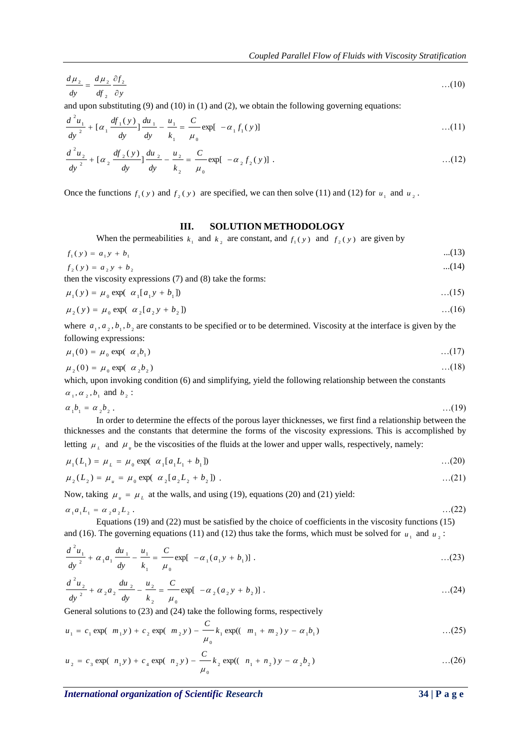$$\frac{d\mu_2}{dy} = \frac{d\mu_2}{df_2}\frac{\partial f_2}{\partial y} \qquad \ldots(10)$$

and upon substituting (9) and (10) in (1) and (2), we obtain the following governing equations:

$$\frac{d^2u_1}{dy^2} + [\alpha_1 \frac{df_1(y)}{dy}]\frac{du_1}{dy} - \frac{u_1}{k_1} = \frac{C}{\mu_0}\exp[-\alpha_1 f_1(y)] \qquad \ldots(11)$$

$$\frac{d^2u_2}{dy^2} + [\alpha_2 \frac{df_2(y)}{dy}]\frac{du_2}{dy} - \frac{u_2}{k_2} = \frac{C}{\mu_0}\exp[-\alpha_2 f_2(y)] \ . \qquad \ldots(12)$$

Once the functions $f_1(y)$ and $f_2(y)$ are specified, we can then solve (11) and (12) for $u_1$ and $u_2$.

## III. SOLUTION METHODOLOGY

When the permeabilities $k_1$ and $k_2$ are constant, and $f_1(y)$ and $f_2(y)$ are given by

$$f_1(y) = a_1 y + b_1 \qquad \ldots(13)$$

$$f_2(y) = a_2 y + b_2 \qquad \ldots(14)$$

then the viscosity expressions (7) and (8) take the forms:

$$\mu_1(y) = \mu_0 \exp(\alpha_1[a_1 y + b_1]) \qquad \ldots(15)$$

$$\mu_2(y) = \mu_0 \exp(\alpha_2[a_2 y + b_2]) \qquad \ldots(16)$$

where $a_1, a_2, b_1, b_2$ are constants to be specified or to be determined. Viscosity at the interface is given by the following expressions:

$$\mu_1(0) = \mu_0 \exp(\alpha_1 b_1) \qquad \ldots(17)$$

$$\mu_2(0) = \mu_0 \exp(\alpha_2 b_2) \qquad \ldots(18)$$

which, upon invoking condition (6) and simplifying, yield the following relationship between the constants $\alpha_1, \alpha_2, b_1$ and $b_2$:

$$\alpha_1 b_1 = \alpha_2 b_2 \ . \qquad \ldots(19)$$

In order to determine the effects of the porous layer thicknesses, we first find a relationship between the thicknesses and the constants that determine the forms of the viscosity expressions. This is accomplished by letting $\mu_L$ and $\mu_u$ be the viscosities of the fluids at the lower and upper walls, respectively, namely:

$$\mu_1(L_1) = \mu_L = \mu_0 \exp(\alpha_1[a_1 L_1 + b_1]) \qquad \ldots(20)$$

$$\mu_2(L_2) = \mu_u = \mu_0 \exp(\alpha_2[a_2 L_2 + b_2]) \ . \qquad \ldots(21)$$

Now, taking $\mu_u = \mu_L$ at the walls, and using (19), equations (20) and (21) yield:

$$\alpha_1 a_1 L_1 = \alpha_2 a_2 L_2 \ . \qquad \ldots(22)$$

Equations (19) and (22) must be satisfied by the choice of coefficients in the viscosity functions (15) and (16). The governing equations (11) and (12) thus take the forms, which must be solved for $u_1$ and $u_2$:

$$\frac{d^2u_1}{dy^2} + \alpha_1 a_1 \frac{du_1}{dy} - \frac{u_1}{k_1} = \frac{C}{\mu_0}\exp[-\alpha_1(a_1 y + b_1)] \ . \qquad \ldots(23)$$

$$\frac{d^2u_2}{dy^2} + \alpha_2 a_2 \frac{du_2}{dy} - \frac{u_2}{k_2} = \frac{C}{\mu_0}\exp[-\alpha_2(a_2 y + b_2)] \ . \qquad \ldots(24)$$

General solutions to (23) and (24) take the following forms, respectively

$$u_1 = c_1 \exp(m_1 y) + c_2 \exp(m_2 y) - \frac{C}{\mu_0} k_1 \exp((m_1 + m_2)y - \alpha_1 b_1) \qquad \ldots(25)$$

$$u_2 = c_3 \exp(n_1 y) + c_4 \exp(n_2 y) - \frac{C}{\mu_0} k_2 \exp((n_1 + n_2)y - \alpha_2 b_2) \qquad \ldots(26)$$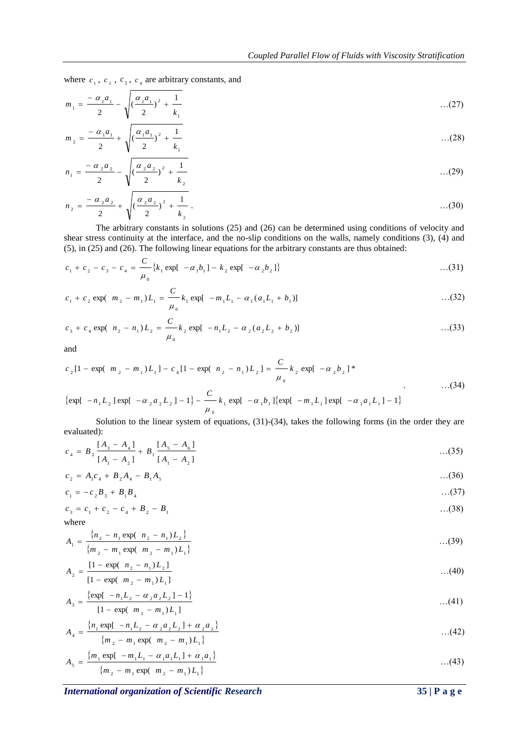where $c_1$, $c_2$, $c_3$, $c_4$ are arbitrary constants, and

$$m_1 = \frac{-\alpha_1 a_1}{2} - \sqrt{(\frac{\alpha_1 a_1}{2})^2 + \frac{1}{k_1}} \quad \ldots(27)$$

$$m_2 = \frac{-\alpha_1 a_1}{2} + \sqrt{(\frac{\alpha_1 a_1}{2})^2 + \frac{1}{k_1}} \quad \ldots(28)$$

$$n_1 = \frac{-\alpha_2 a_2}{2} - \sqrt{(\frac{\alpha_2 a_2}{2})^2 + \frac{1}{k_2}} \quad \ldots(29)$$

$$n_2 = \frac{-\alpha_2 a_2}{2} + \sqrt{(\frac{\alpha_2 a_2}{2})^2 + \frac{1}{k_2}} \,. \quad \ldots(30)$$

The arbitrary constants in solutions (25) and (26) can be determined using conditions of velocity and shear stress continuity at the interface, and the no-slip conditions on the walls, namely conditions (3), (4) and (5), in (25) and (26). The following linear equations for the arbitrary constants are thus obtained:

$$c_1 + c_2 - c_3 - c_4 = \frac{C}{\mu_0}\{k_1 \exp[-\alpha_1 b_1] - k_2 \exp[-\alpha_2 b_2]\} \quad \ldots(31)$$

$$c_1 + c_2 \exp(m_2 - m_1)L_1 = \frac{C}{\mu_0} k_1 \exp[-m_1 L_1 - \alpha_1(a_1 L_1 + b_1)] \quad \ldots(32)$$

$$c_3 + c_4 \exp(n_2 - n_1)L_2 = \frac{C}{\mu_0} k_2 \exp[-n_1 L_2 - \alpha_2(a_2 L_2 + b_2)] \quad \ldots(33)$$

and

$$c_2[1 - \exp(m_2 - m_1)L_1] - c_4[1 - \exp(n_2 - n_1)L_2] = \frac{C}{\mu_0} k_2 \exp[-\alpha_2 b_2] * \\ \{\exp[-n_1 L_2]\exp[-\alpha_2 a_2 L_2] - 1\} - \frac{C}{\mu_0} k_1 \exp[-\alpha_1 b_1]\{\exp[-m_1 L_1]\exp[-\alpha_1 a_1 L_1] - 1\} \quad \ldots(34)$$

Solution to the linear system of equations, (31)-(34), takes the following forms (in the order they are evaluated):

$$c_4 = B_2 \frac{[A_3 - A_4]}{[A_1 - A_2]} + B_1 \frac{[A_5 - A_6]}{[A_1 - A_2]} \quad \ldots(35)$$

$$c_2 = A_1 c_4 + B_2 A_4 - B_1 A_5 \quad \ldots(36)$$

$$c_1 = -c_2 B_3 + B_1 B_4 \quad \ldots(37)$$

$$c_3 = c_1 + c_2 - c_4 + B_2 - B_1 \quad \ldots(38)$$

where

$$A_1 = \frac{\{n_2 - n_1 \exp(n_2 - n_1)L_2\}}{\{m_2 - m_1 \exp(m_2 - m_1)L_1\}} \quad \ldots(39)$$

$$A_2 = \frac{[1 - \exp(n_2 - n_1)L_2]}{[1 - \exp(m_2 - m_1)L_1]} \quad \ldots(40)$$

$$A_3 = \frac{\{\exp[-n_1 L_2 - \alpha_2 a_2 L_2] - 1\}}{[1 - \exp(m_2 - m_1)L_1]} \quad \ldots(41)$$

$$A_4 = \frac{\{n_1 \exp[-n_1 L_2 - \alpha_2 a_2 L_2] + \alpha_2 a_2\}}{\{m_2 - m_1 \exp(m_2 - m_1)L_1\}} \quad \ldots(42)$$

$$A_5 = \frac{\{m_1 \exp[-m_1 L_1 - \alpha_1 a_1 L_1] + \alpha_1 a_1\}}{\{m_2 - m_1 \exp(m_2 - m_1)L_1\}} \quad \ldots(43)$$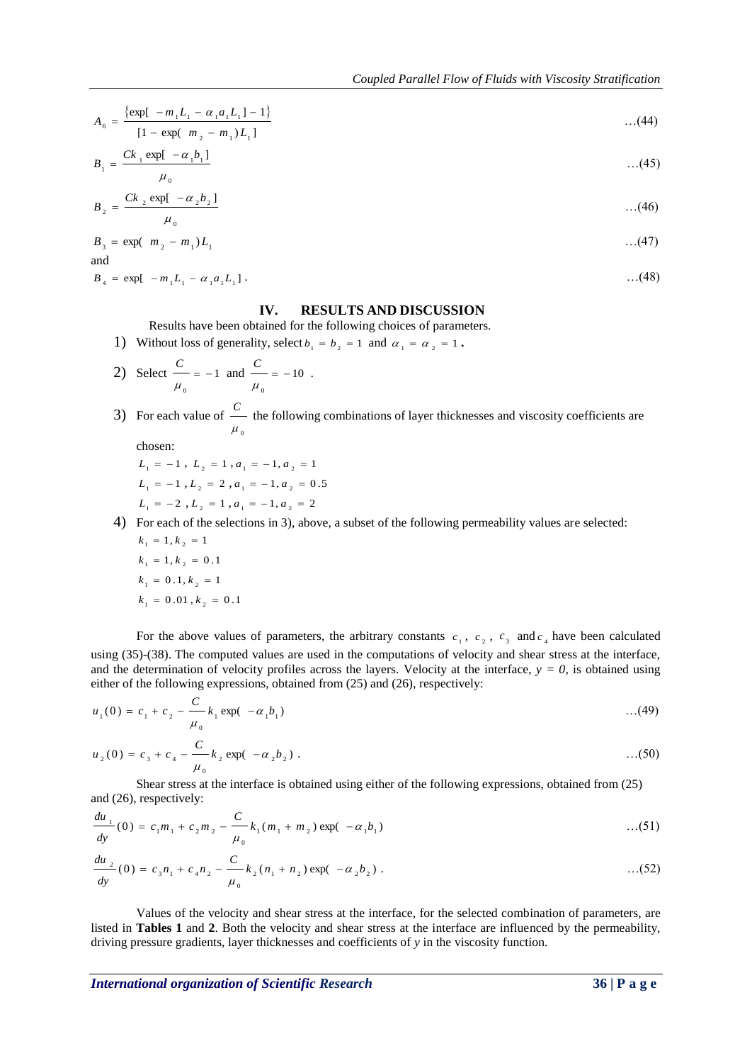$$A_6 = \frac{\{\exp[-m_1 L_1 - \alpha_1 a_1 L_1] - 1\}}{[1 - \exp(m_2 - m_1) L_1]} \quad \ldots(44)$$

$$B_1 = \frac{C k_1 \exp[-\alpha_1 b_1]}{\mu_0} \quad \ldots(45)$$

$$B_2 = \frac{C k_2 \exp[-\alpha_2 b_2]}{\mu_0} \quad \ldots(46)$$

$$B_3 = \exp(m_2 - m_1) L_1 \quad \ldots(47)$$

and

$$B_4 = \exp[-m_1 L_1 - \alpha_1 a_1 L_1] \,. \quad \ldots(48)$$

## IV. RESULTS AND DISCUSSION

Results have been obtained for the following choices of parameters.

1) Without loss of generality, select $b_1 = b_2 = 1$ and $\alpha_1 = \alpha_2 = 1$.
2) Select $\frac{C}{\mu_0} = -1$ and $\frac{C}{\mu_0} = -10$ .
3) For each value of $\frac{C}{\mu_0}$ the following combinations of layer thicknesses and viscosity coefficients are chosen:
   - $L_1 = -1$, $L_2 = 1$, $a_1 = -1$, $a_2 = 1$
   - $L_1 = -1$, $L_2 = 2$, $a_1 = -1$, $a_2 = 0.5$
   - $L_1 = -2$, $L_2 = 1$, $a_1 = -1$, $a_2 = 2$
4) For each of the selections in 3), above, a subset of the following permeability values are selected:
   - $k_1 = 1, k_2 = 1$
   - $k_1 = 1, k_2 = 0.1$
   - $k_1 = 0.1, k_2 = 1$
   - $k_1 = 0.01, k_2 = 0.1$

For the above values of parameters, the arbitrary constants $c_1$, $c_2$, $c_3$ and $c_4$ have been calculated using (35)-(38). The computed values are used in the computations of velocity and shear stress at the interface, and the determination of velocity profiles across the layers. Velocity at the interface, $y = 0$, is obtained using either of the following expressions, obtained from (25) and (26), respectively:

$$u_1(0) = c_1 + c_2 - \frac{C}{\mu_0} k_1 \exp(-\alpha_1 b_1) \quad \ldots(49)$$

$$u_2(0) = c_3 + c_4 - \frac{C}{\mu_0} k_2 \exp(-\alpha_2 b_2) \,. \quad \ldots(50)$$

Shear stress at the interface is obtained using either of the following expressions, obtained from (25) and (26), respectively:

$$\frac{du_1}{dy}(0) = c_1 m_1 + c_2 m_2 - \frac{C}{\mu_0} k_1 (m_1 + m_2) \exp(-\alpha_1 b_1) \quad \ldots(51)$$

$$\frac{du_2}{dy}(0) = c_3 n_1 + c_4 n_2 - \frac{C}{\mu_0} k_2 (n_1 + n_2) \exp(-\alpha_2 b_2) \,. \quad \ldots(52)$$

Values of the velocity and shear stress at the interface, for the selected combination of parameters, are listed in **Tables 1** and **2**. Both the velocity and shear stress at the interface are influenced by the permeability, driving pressure gradients, layer thicknesses and coefficients of $y$ in the viscosity function.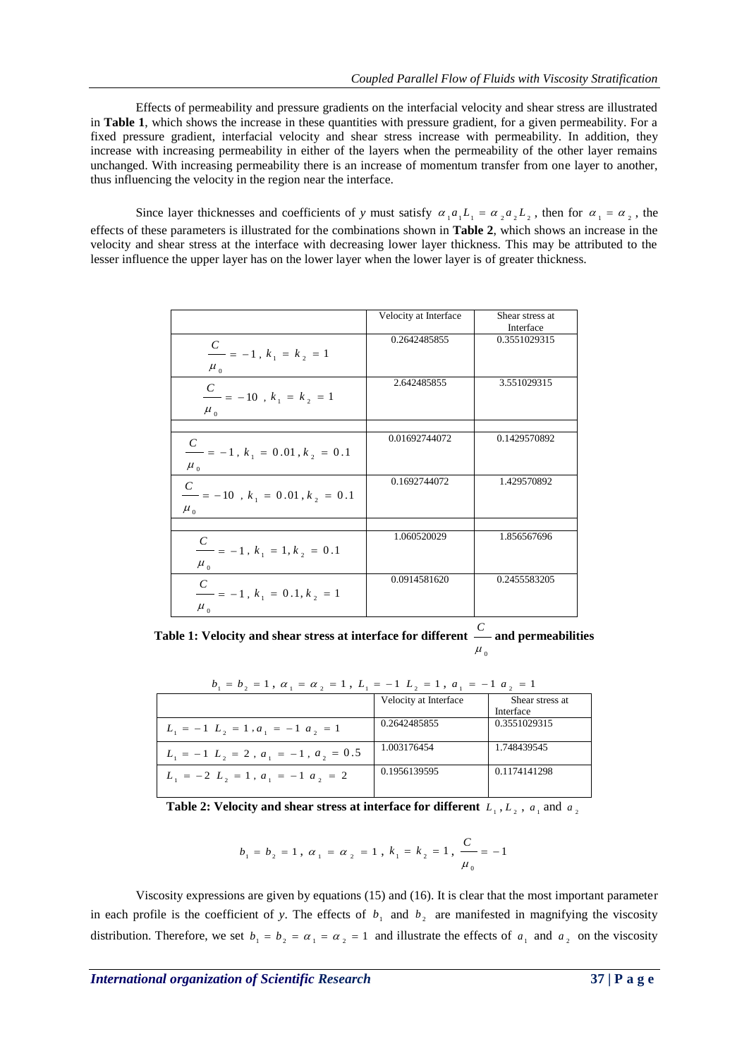Effects of permeability and pressure gradients on the interfacial velocity and shear stress are illustrated in **Table 1**, which shows the increase in these quantities with pressure gradient, for a given permeability. For a fixed pressure gradient, interfacial velocity and shear stress increase with permeability. In addition, they increase with increasing permeability in either of the layers when the permeability of the other layer remains unchanged. With increasing permeability there is an increase of momentum transfer from one layer to another, thus influencing the velocity in the region near the interface.

Since layer thicknesses and coefficients of *y* must satisfy $\alpha_1 a_1 L_1 = \alpha_2 a_2 L_2$, then for $\alpha_1 = \alpha_2$, the effects of these parameters is illustrated for the combinations shown in **Table 2**, which shows an increase in the velocity and shear stress at the interface with decreasing lower layer thickness. This may be attributed to the lesser influence the upper layer has on the lower layer when the lower layer is of greater thickness.

| | Velocity at Interface | Shear stress at Interface |
|---|---|---|
| $\frac{C}{\mu_0} = -1,\ k_1 = k_2 = 1$ | 0.2642485855 | 0.3551029315 |
| $\frac{C}{\mu_0} = -10,\ k_1 = k_2 = 1$ | 2.642485855 | 3.551029315 |
| | | |
| $\frac{C}{\mu_0} = -1,\ k_1 = 0.01, k_2 = 0.1$ | 0.01692744072 | 0.1429570892 |
| $\frac{C}{\mu_0} = -10,\ k_1 = 0.01, k_2 = 0.1$ | 0.1692744072 | 1.429570892 |
| | | |
| $\frac{C}{\mu_0} = -1,\ k_1 = 1, k_2 = 0.1$ | 1.060520029 | 1.856567696 |
| $\frac{C}{\mu_0} = -1,\ k_1 = 0.1, k_2 = 1$ | 0.0914581620 | 0.2455583205 |

**Table 1: Velocity and shear stress at interface for different $\frac{C}{\mu_0}$ and permeabilities**

$b_1 = b_2 = 1,\ \alpha_1 = \alpha_2 = 1,\ L_1 = -1\ L_2 = 1,\ a_1 = -1\ a_2 = 1$

| | Velocity at Interface | Shear stress at Interface |
|---|---|---|
| $L_1 = -1\ L_2 = 1, a_1 = -1\ a_2 = 1$ | 0.2642485855 | 0.3551029315 |
| $L_1 = -1\ L_2 = 2,\ a_1 = -1,\ a_2 = 0.5$ | 1.003176454 | 1.748439545 |
| $L_1 = -2\ L_2 = 1,\ a_1 = -1\ a_2 = 2$ | 0.1956139595 | 0.1174141298 |

**Table 2: Velocity and shear stress at interface for different $L_1, L_2$, $a_1$ and $a_2$**

$$b_1 = b_2 = 1,\ \alpha_1 = \alpha_2 = 1,\ k_1 = k_2 = 1,\ \frac{C}{\mu_0} = -1$$

Viscosity expressions are given by equations (15) and (16). It is clear that the most important parameter in each profile is the coefficient of *y*. The effects of $b_1$ and $b_2$ are manifested in magnifying the viscosity distribution. Therefore, we set $b_1 = b_2 = \alpha_1 = \alpha_2 = 1$ and illustrate the effects of $a_1$ and $a_2$ on the viscosity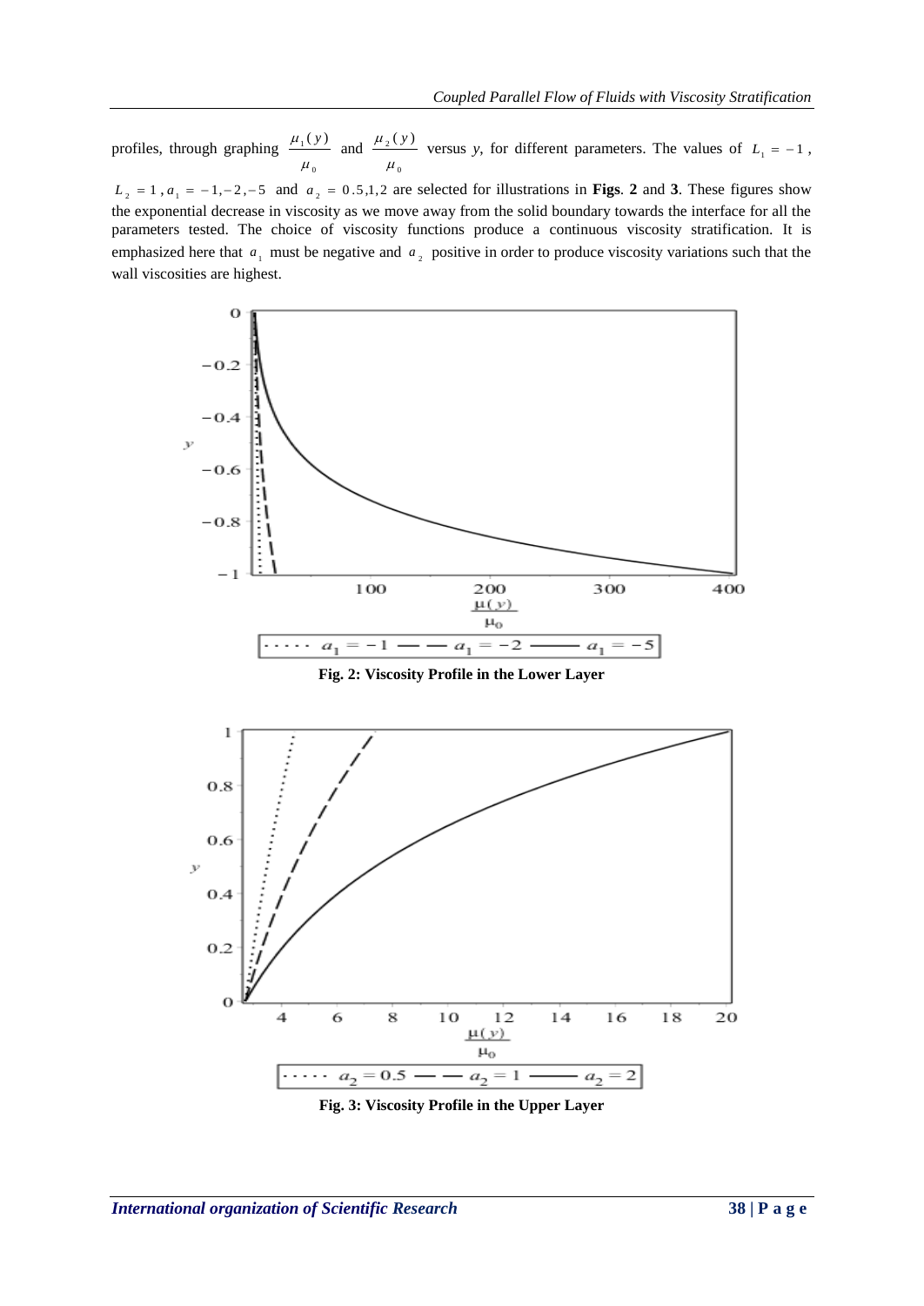profiles, through graphing $\frac{\mu_1(y)}{\mu_0}$ and $\frac{\mu_2(y)}{\mu_0}$ versus *y*, for different parameters. The values of $L_1 = -1$, $L_2 = 1$, $a_1 = -1, -2, -5$ and $a_2 = 0.5, 1, 2$ are selected for illustrations in **Figs**. **2** and **3**. These figures show the exponential decrease in viscosity as we move away from the solid boundary towards the interface for all the parameters tested. The choice of viscosity functions produce a continuous viscosity stratification. It is emphasized here that $a_1$ must be negative and $a_2$ positive in order to produce viscosity variations such that the wall viscosities are highest.

**Fig. 2: Viscosity Profile in the Lower Layer**

**Fig. 3: Viscosity Profile in the Upper Layer**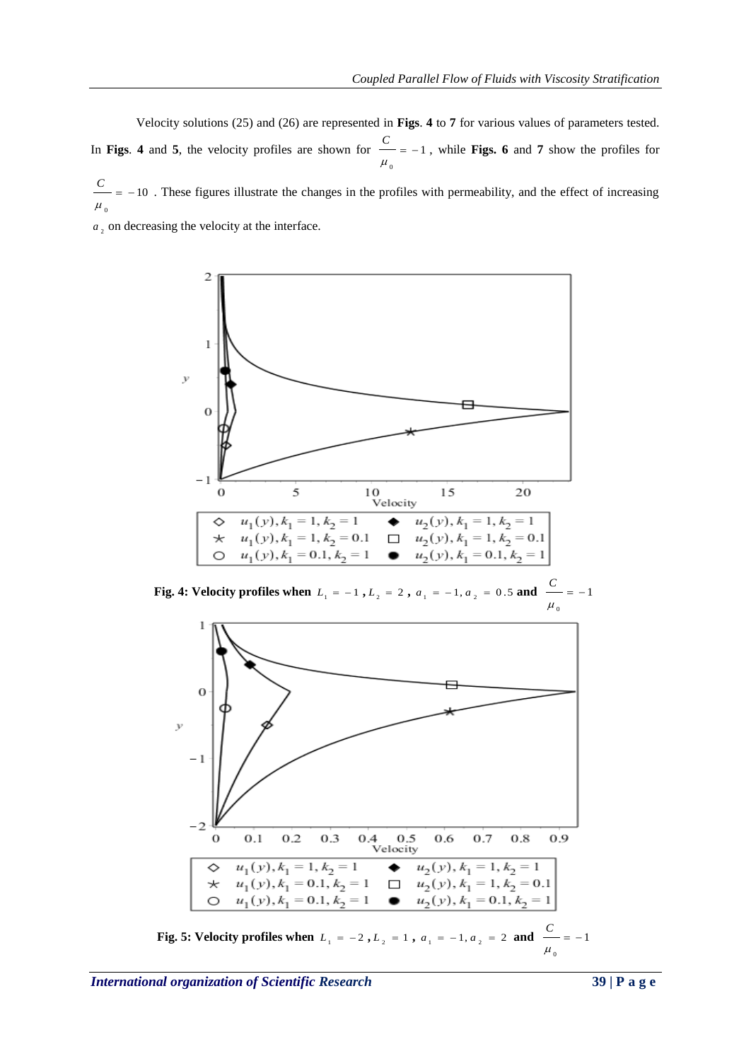Velocity solutions (25) and (26) are represented in **Figs**. **4** to **7** for various values of parameters tested. In **Figs**. **4** and **5**, the velocity profiles are shown for $\frac{C}{\mu_0} = -1$, while **Figs. 6** and **7** show the profiles for $\frac{C}{\mu_0} = -10$. These figures illustrate the changes in the profiles with permeability, and the effect of increasing $a_2$ on decreasing the velocity at the interface.

**Fig. 4: Velocity profiles when** $L_1 = -1$ **,** $L_2 = 2$ **,** $a_1 = -1, a_2 = 0.5$ **and** $\frac{C}{\mu_0} = -1$

**Fig. 5: Velocity profiles when** $L_1 = -2$ **,** $L_2 = 1$ **,** $a_1 = -1, a_2 = 2$ **and** $\frac{C}{\mu_0} = -1$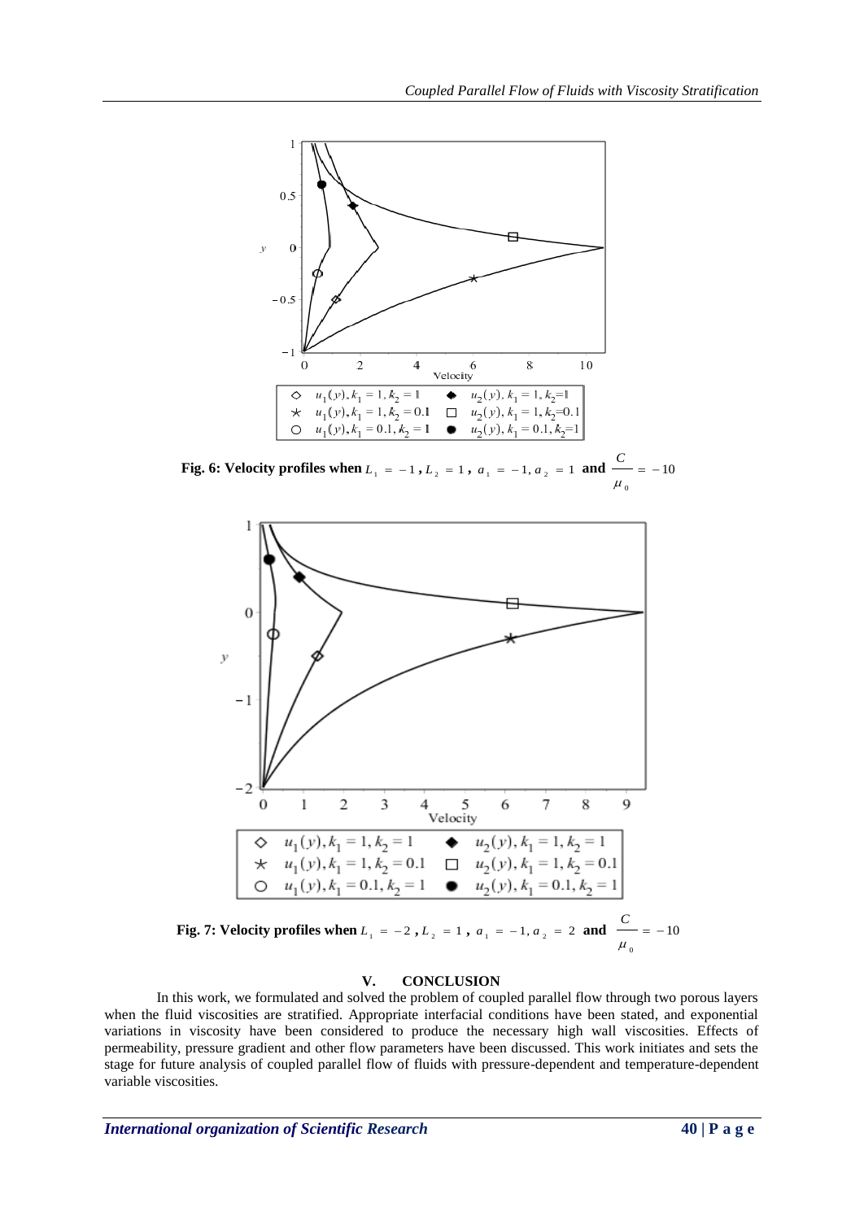**Fig. 6: Velocity profiles when $L_1 = -1$, $L_2 = 1$, $a_1 = -1, a_2 = 1$ and $\frac{C}{\mu_0} = -10$**

**Fig. 7: Velocity profiles when $L_1 = -2$, $L_2 = 1$, $a_1 = -1, a_2 = 2$ and $\frac{C}{\mu_0} = -10$**

## V. CONCLUSION

In this work, we formulated and solved the problem of coupled parallel flow through two porous layers when the fluid viscosities are stratified. Appropriate interfacial conditions have been stated, and exponential variations in viscosity have been considered to produce the necessary high wall viscosities. Effects of permeability, pressure gradient and other flow parameters have been discussed. This work initiates and sets the stage for future analysis of coupled parallel flow of fluids with pressure-dependent and temperature-dependent variable viscosities.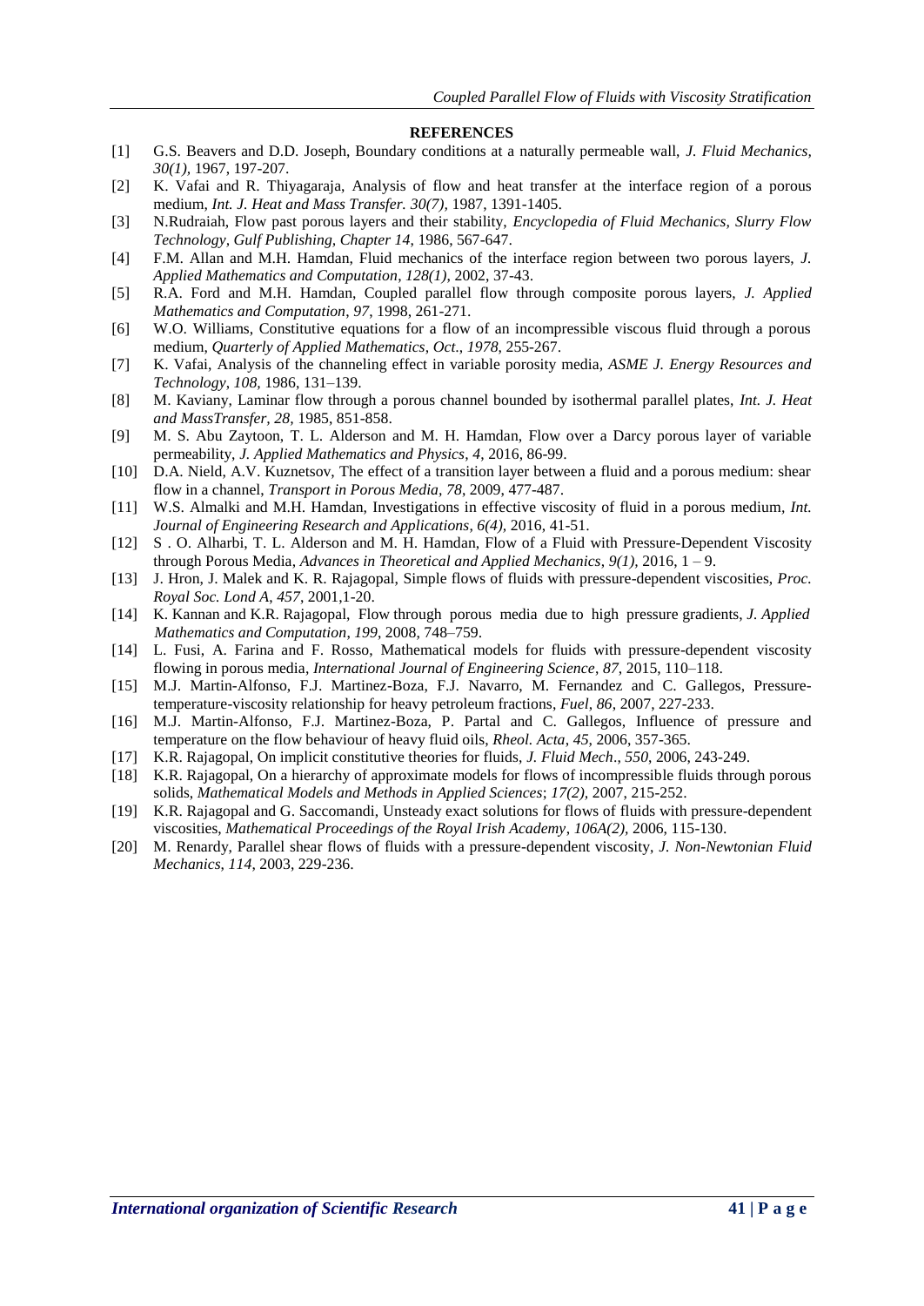## REFERENCES

[1] G.S. Beavers and D.D. Joseph, Boundary conditions at a naturally permeable wall, *J. Fluid Mechanics, 30(1),* 1967, 197-207.

[2] K. Vafai and R. Thiyagaraja, Analysis of flow and heat transfer at the interface region of a porous medium, *Int. J. Heat and Mass Transfer. 30(7),* 1987, 1391-1405.

[3] N.Rudraiah, Flow past porous layers and their stability, *Encyclopedia of Fluid Mechanics, Slurry Flow Technology, Gulf Publishing, Chapter 14*, 1986, 567-647.

[4] F.M. Allan and M.H. Hamdan, Fluid mechanics of the interface region between two porous layers, *J. Applied Mathematics and Computation*, *128(1)*, 2002, 37-43.

[5] R.A. Ford and M.H. Hamdan, Coupled parallel flow through composite porous layers, *J. Applied Mathematics and Computation, 97*, 1998, 261-271.

[6] W.O. Williams, Constitutive equations for a flow of an incompressible viscous fluid through a porous medium, *Quarterly of Applied Mathematics*, *Oct., 1978*, 255-267.

[7] K. Vafai, Analysis of the channeling effect in variable porosity media, *ASME J. Energy Resources and Technology*, *108,* 1986, 131–139.

[8] M. Kaviany, Laminar flow through a porous channel bounded by isothermal parallel plates, *Int. J. Heat and MassTransfer, 28,* 1985, 851-858.

[9] M. S. Abu Zaytoon, T. L. Alderson and M. H. Hamdan, Flow over a Darcy porous layer of variable permeability, *J. Applied Mathematics and Physics*, *4*, 2016, 86-99.

[10] D.A. Nield, A.V. Kuznetsov, The effect of a transition layer between a fluid and a porous medium: shear flow in a channel, *Transport in Porous Media, 78*, 2009, 477-487.

[11] W.S. Almalki and M.H. Hamdan, Investigations in effective viscosity of fluid in a porous medium, *Int. Journal of Engineering Research and Applications*, *6(4),* 2016, 41-51.

[12] S . O. Alharbi, T. L. Alderson and M. H. Hamdan, Flow of a Fluid with Pressure-Dependent Viscosity through Porous Media, *Advances in Theoretical and Applied Mechanics, 9(1),* 2016, 1 – 9.

[13] J. Hron, J. Malek and K. R. Rajagopal, Simple flows of fluids with pressure-dependent viscosities, *Proc. Royal Soc. Lond A*, *457*, 2001,1-20.

[14] K. Kannan and K.R. Rajagopal, Flow through porous media due to high pressure gradients, *J. Applied Mathematics and Computation*, *199*, 2008, 748–759.

[14] L. Fusi, A. Farina and F. Rosso, Mathematical models for fluids with pressure-dependent viscosity flowing in porous media, *International Journal of Engineering Science*, *87,* 2015, 110–118.

[15] M.J. Martin-Alfonso, F.J. Martinez-Boza, F.J. Navarro, M. Fernandez and C. Gallegos, Pressure-temperature-viscosity relationship for heavy petroleum fractions, *Fuel*, *86*, 2007, 227-233.

[16] M.J. Martin-Alfonso, F.J. Martinez-Boza, P. Partal and C. Gallegos, Influence of pressure and temperature on the flow behaviour of heavy fluid oils, *Rheol. Acta*, *45*, 2006, 357-365.

[17] K.R. Rajagopal, On implicit constitutive theories for fluids, *J. Fluid Mech*., *550*, 2006, 243-249.

[18] K.R. Rajagopal, On a hierarchy of approximate models for flows of incompressible fluids through porous solids, *Mathematical Models and Methods in Applied Sciences*; *17(2),* 2007, 215-252.

[19] K.R. Rajagopal and G. Saccomandi, Unsteady exact solutions for flows of fluids with pressure-dependent viscosities, *Mathematical Proceedings of the Royal Irish Academy*, *106A(2),* 2006, 115-130.

[20] M. Renardy, Parallel shear flows of fluids with a pressure-dependent viscosity, *J. Non-Newtonian Fluid Mechanics*, *114*, 2003, 229-236.